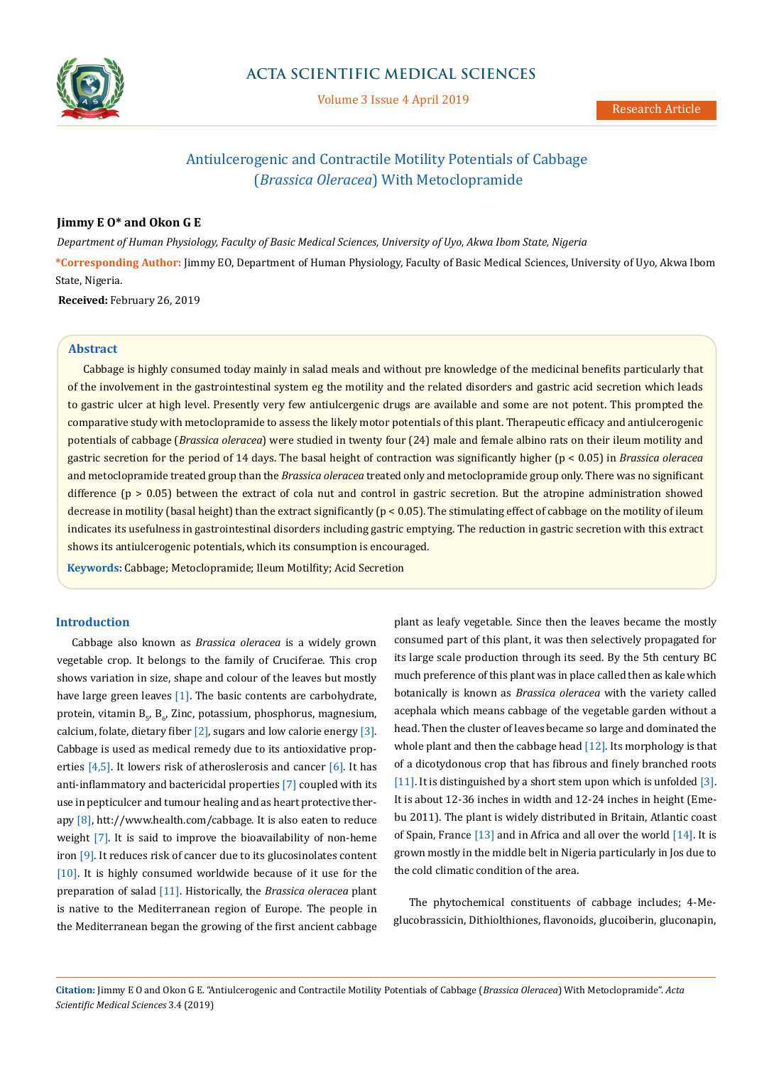# Antiulcerogenic and Contractile Motility Potentials of Cabbage (*Brassica Oleracea*) With Metoclopramide

**Jimmy E O\* and Okon G E**

*Department of Human Physiology, Faculty of Basic Medical Sciences, University of Uyo, Akwa Ibom State, Nigeria*

**\*Corresponding Author:** Jimmy EO, Department of Human Physiology, Faculty of Basic Medical Sciences, University of Uyo, Akwa Ibom State, Nigeria.

**Received:** February 26, 2019

## Abstract

Cabbage is highly consumed today mainly in salad meals and without pre knowledge of the medicinal benefits particularly that of the involvement in the gastrointestinal system eg the motility and the related disorders and gastric acid secretion which leads to gastric ulcer at high level. Presently very few antiulcergenic drugs are available and some are not potent. This prompted the comparative study with metoclopramide to assess the likely motor potentials of this plant. Therapeutic efficacy and antiulcerogenic potentials of cabbage (*Brassica oleracea*) were studied in twenty four (24) male and female albino rats on their ileum motility and gastric secretion for the period of 14 days. The basal height of contraction was significantly higher ($p < 0.05$) in *Brassica oleracea* and metoclopramide treated group than the *Brassica oleracea* treated only and metoclopramide group only. There was no significant difference ($p > 0.05$) between the extract of cola nut and control in gastric secretion. But the atropine administration showed decrease in motility (basal height) than the extract significantly ($p < 0.05$). The stimulating effect of cabbage on the motility of ileum indicates its usefulness in gastrointestinal disorders including gastric emptying. The reduction in gastric secretion with this extract shows its antiulcerogenic potentials, which its consumption is encouraged.

**Keywords:** Cabbage; Metoclopramide; Ileum Motilfity; Acid Secretion

## Introduction

Cabbage also known as *Brassica oleracea* is a widely grown vegetable crop. It belongs to the family of Cruciferae. This crop shows variation in size, shape and colour of the leaves but mostly have large green leaves [1]. The basic contents are carbohydrate, protein, vitamin $B_5$, $B_6$, Zinc, potassium, phosphorus, magnesium, calcium, folate, dietary fiber [2], sugars and low calorie energy [3]. Cabbage is used as medical remedy due to its antioxidative properties [4,5]. It lowers risk of atherosclerosis and cancer [6]. It has anti-inflammatory and bactericidal properties [7] coupled with its use in pepticulcer and tumour healing and as heart protective therapy [8], htt://www.health.com/cabbage. It is also eaten to reduce weight [7]. It is said to improve the bioavailability of non-heme iron [9]. It reduces risk of cancer due to its glucosinolates content [10]. It is highly consumed worldwide because of it use for the preparation of salad [11]. Historically, the *Brassica oleracea* plant is native to the Mediterranean region of Europe. The people in the Mediterranean began the growing of the first ancient cabbage plant as leafy vegetable. Since then the leaves became the mostly consumed part of this plant, it was then selectively propagated for its large scale production through its seed. By the 5th century BC much preference of this plant was in place called then as kale which botanically is known as *Brassica oleracea* with the variety called acephala which means cabbage of the vegetable garden without a head. Then the cluster of leaves became so large and dominated the whole plant and then the cabbage head [12]. Its morphology is that of a dicotydonous crop that has fibrous and finely branched roots [11]. It is distinguished by a short stem upon which is unfolded [3]. It is about 12-36 inches in width and 12-24 inches in height (Emebu 2011). The plant is widely distributed in Britain, Atlantic coast of Spain, France [13] and in Africa and all over the world [14]. It is grown mostly in the middle belt in Nigeria particularly in Jos due to the cold climatic condition of the area.

The phytochemical constituents of cabbage includes; 4-Me-glucobrassicin, Dithiolthiones, flavonoids, glucoiberin, gluconapin,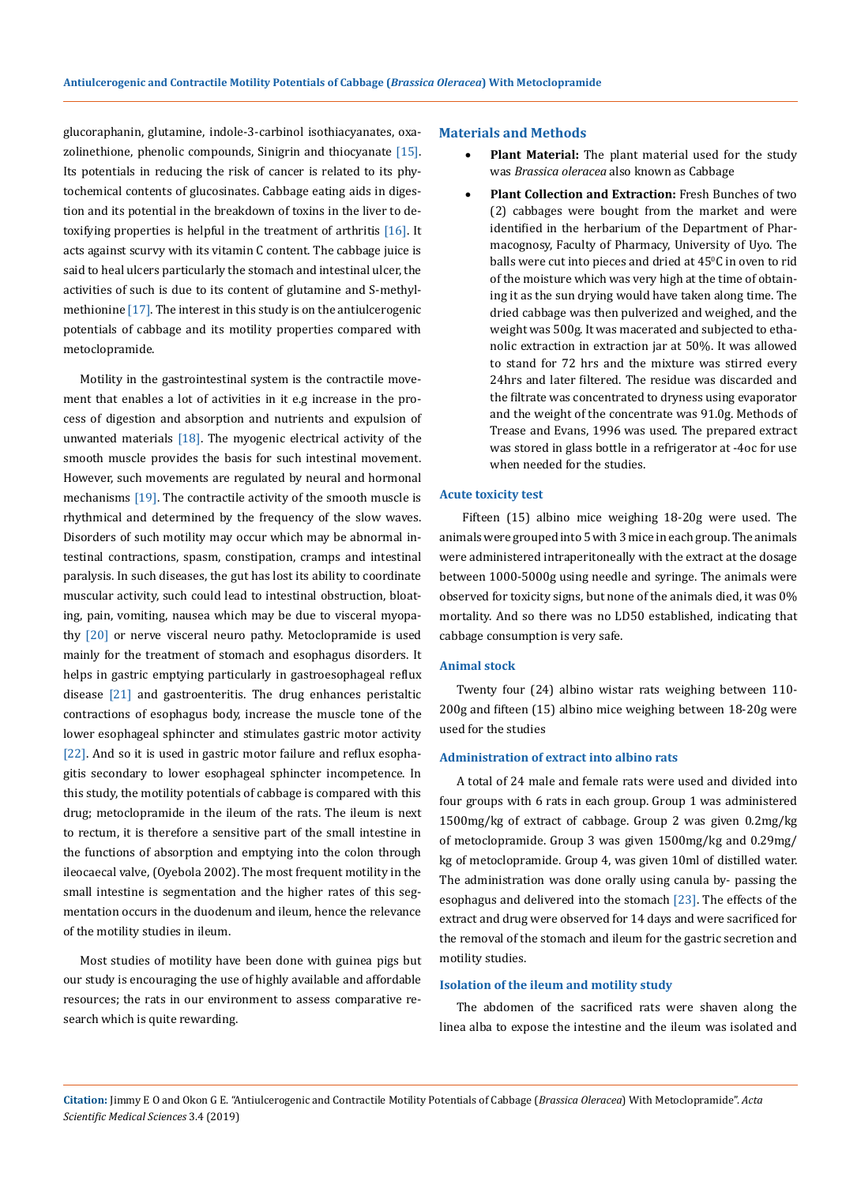glucoraphanin, glutamine, indole-3-carbinol isothiacyanates, oxazolinethione, phenolic compounds, Sinigrin and thiocyanate [15]. Its potentials in reducing the risk of cancer is related to its phytochemical contents of glucosinates. Cabbage eating aids in digestion and its potential in the breakdown of toxins in the liver to detoxifying properties is helpful in the treatment of arthritis [16]. It acts against scurvy with its vitamin C content. The cabbage juice is said to heal ulcers particularly the stomach and intestinal ulcer, the activities of such is due to its content of glutamine and S-methylmethionine [17]. The interest in this study is on the antiulcerogenic potentials of cabbage and its motility properties compared with metoclopramide.

Motility in the gastrointestinal system is the contractile movement that enables a lot of activities in it e.g increase in the process of digestion and absorption and nutrients and expulsion of unwanted materials [18]. The myogenic electrical activity of the smooth muscle provides the basis for such intestinal movement. However, such movements are regulated by neural and hormonal mechanisms [19]. The contractile activity of the smooth muscle is rhythmical and determined by the frequency of the slow waves. Disorders of such motility may occur which may be abnormal intestinal contractions, spasm, constipation, cramps and intestinal paralysis. In such diseases, the gut has lost its ability to coordinate muscular activity, such could lead to intestinal obstruction, bloating, pain, vomiting, nausea which may be due to visceral myopathy [20] or nerve visceral neuro pathy. Metoclopramide is used mainly for the treatment of stomach and esophagus disorders. It helps in gastric emptying particularly in gastroesophageal reflux disease [21] and gastroenteritis. The drug enhances peristaltic contractions of esophagus body, increase the muscle tone of the lower esophageal sphincter and stimulates gastric motor activity [22]. And so it is used in gastric motor failure and reflux esophagitis secondary to lower esophageal sphincter incompetence. In this study, the motility potentials of cabbage is compared with this drug; metoclopramide in the ileum of the rats. The ileum is next to rectum, it is therefore a sensitive part of the small intestine in the functions of absorption and emptying into the colon through ileocaecal valve, (Oyebola 2002). The most frequent motility in the small intestine is segmentation and the higher rates of this segmentation occurs in the duodenum and ileum, hence the relevance of the motility studies in ileum.

Most studies of motility have been done with guinea pigs but our study is encouraging the use of highly available and affordable resources; the rats in our environment to assess comparative research which is quite rewarding.

## Materials and Methods

- **Plant Material:** The plant material used for the study was *Brassica oleracea* also known as Cabbage
- **Plant Collection and Extraction:** Fresh Bunches of two (2) cabbages were bought from the market and were identified in the herbarium of the Department of Pharmacognosy, Faculty of Pharmacy, University of Uyo. The balls were cut into pieces and dried at 45$^0$C in oven to rid of the moisture which was very high at the time of obtaining it as the sun drying would have taken along time. The dried cabbage was then pulverized and weighed, and the weight was 500g. It was macerated and subjected to ethanolic extraction in extraction jar at 50%. It was allowed to stand for 72 hrs and the mixture was stirred every 24hrs and later filtered. The residue was discarded and the filtrate was concentrated to dryness using evaporator and the weight of the concentrate was 91.0g. Methods of Trease and Evans, 1996 was used. The prepared extract was stored in glass bottle in a refrigerator at -4oc for use when needed for the studies.

### Acute toxicity test

Fifteen (15) albino mice weighing 18-20g were used. The animals were grouped into 5 with 3 mice in each group. The animals were administered intraperitoneally with the extract at the dosage between 1000-5000g using needle and syringe. The animals were observed for toxicity signs, but none of the animals died, it was 0% mortality. And so there was no LD50 established, indicating that cabbage consumption is very safe.

### Animal stock

Twenty four (24) albino wistar rats weighing between 110-200g and fifteen (15) albino mice weighing between 18-20g were used for the studies

### Administration of extract into albino rats

A total of 24 male and female rats were used and divided into four groups with 6 rats in each group. Group 1 was administered 1500mg/kg of extract of cabbage. Group 2 was given 0.2mg/kg of metoclopramide. Group 3 was given 1500mg/kg and 0.29mg/kg of metoclopramide. Group 4, was given 10ml of distilled water. The administration was done orally using canula by- passing the esophagus and delivered into the stomach [23]. The effects of the extract and drug were observed for 14 days and were sacrificed for the removal of the stomach and ileum for the gastric secretion and motility studies.

### Isolation of the ileum and motility study

The abdomen of the sacrificed rats were shaven along the linea alba to expose the intestine and the ileum was isolated and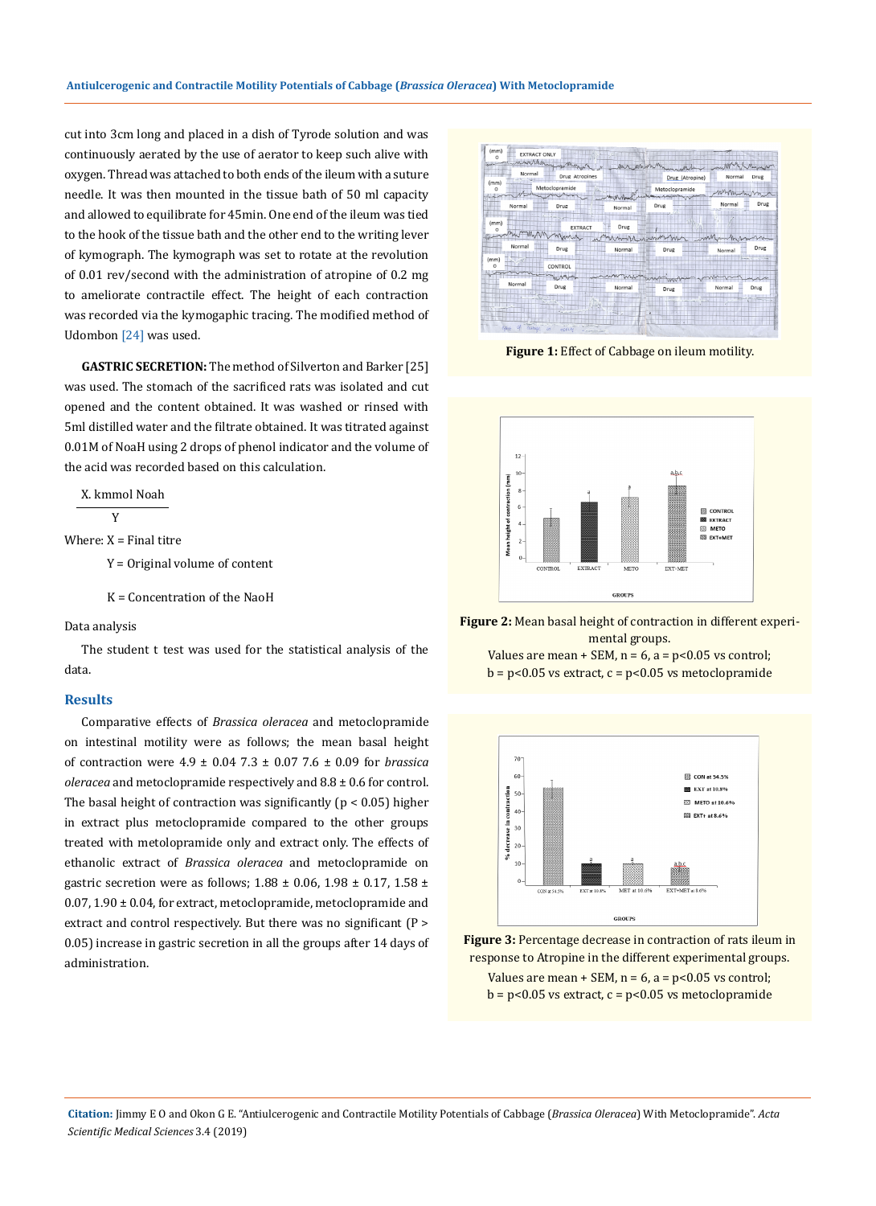cut into 3cm long and placed in a dish of Tyrode solution and was continuously aerated by the use of aerator to keep such alive with oxygen. Thread was attached to both ends of the ileum with a suture needle. It was then mounted in the tissue bath of 50 ml capacity and allowed to equilibrate for 45min. One end of the ileum was tied to the hook of the tissue bath and the other end to the writing lever of kymograph. The kymograph was set to rotate at the revolution of 0.01 rev/second with the administration of atropine of 0.2 mg to ameliorate contractile effect. The height of each contraction was recorded via the kymogaphic tracing. The modified method of Udombon [24] was used.

**GASTRIC SECRETION:** The method of Silverton and Barker [25] was used. The stomach of the sacrificed rats was isolated and cut opened and the content obtained. It was washed or rinsed with 5ml distilled water and the filtrate obtained. It was titrated against 0.01M of NoaH using 2 drops of phenol indicator and the volume of the acid was recorded based on this calculation.

$$\frac{\text{X. kmmol Noah}}{\text{Y}}$$

Where: X = Final titre

Y = Original volume of content

K = Concentration of the NaoH

Data analysis

The student t test was used for the statistical analysis of the data.

## Results

Comparative effects of *Brassica oleracea* and metoclopramide on intestinal motility were as follows; the mean basal height of contraction were 4.9 ± 0.04 7.3 ± 0.07 7.6 ± 0.09 for *brassica oleracea* and metoclopramide respectively and 8.8 ± 0.6 for control. The basal height of contraction was significantly ($p < 0.05$) higher in extract plus metoclopramide compared to the other groups treated with metolopramide only and extract only. The effects of ethanolic extract of *Brassica oleracea* and metoclopramide on gastric secretion were as follows; 1.88 ± 0.06, 1.98 ± 0.17, 1.58 ± 0.07, 1.90 ± 0.04, for extract, metoclopramide, metoclopramide and extract and control respectively. But there was no significant ($P > 0.05$) increase in gastric secretion in all the groups after 14 days of administration.

**Figure 1:** Effect of Cabbage on ileum motility.

**Figure 2:** Mean basal height of contraction in different experimental groups.

Values are mean + SEM, n = 6, a = p<0.05 vs control; b = p<0.05 vs extract, c = p<0.05 vs metoclopramide

**Figure 3:** Percentage decrease in contraction of rats ileum in response to Atropine in the different experimental groups.

Values are mean + SEM, n = 6, a = p<0.05 vs control; b = p<0.05 vs extract, c = p<0.05 vs metoclopramide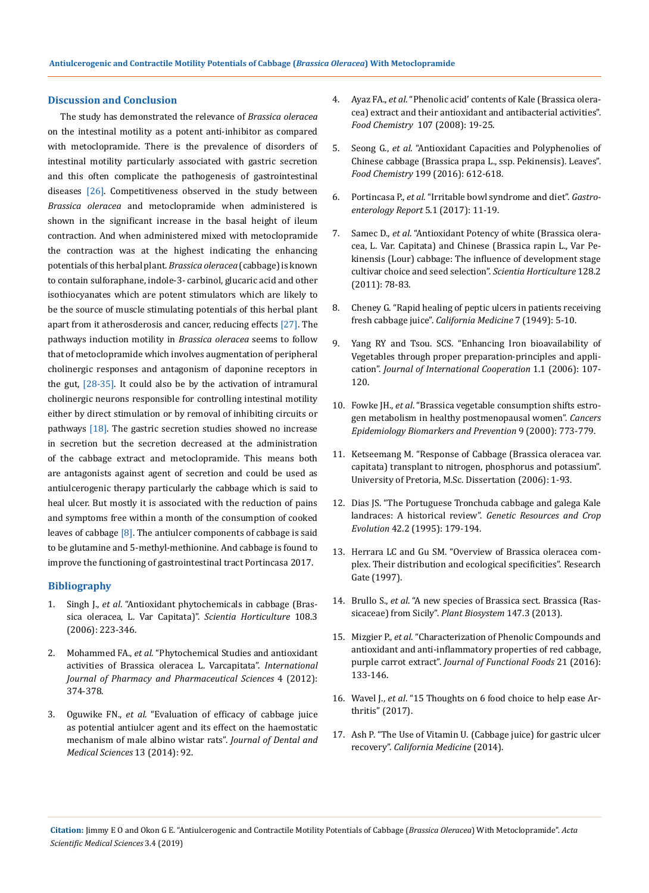## Discussion and Conclusion

The study has demonstrated the relevance of *Brassica oleracea* on the intestinal motility as a potent anti-inhibitor as compared with metoclopramide. There is the prevalence of disorders of intestinal motility particularly associated with gastric secretion and this often complicate the pathogenesis of gastrointestinal diseases [26]. Competitiveness observed in the study between *Brassica oleracea* and metoclopramide when administered is shown in the significant increase in the basal height of ileum contraction. And when administered mixed with metoclopramide the contraction was at the highest indicating the enhancing potentials of this herbal plant. *Brassica oleracea* (cabbage) is known to contain sulforaphane, indole-3- carbinol, glucaric acid and other isothiocyanates which are potent stimulators which are likely to be the source of muscle stimulating potentials of this herbal plant apart from it atherosderosis and cancer, reducing effects [27]. The pathways induction motility in *Brassica oleracea* seems to follow that of metoclopramide which involves augmentation of peripheral cholinergic responses and antagonism of daponine receptors in the gut, [28-35]. It could also be by the activation of intramural cholinergic neurons responsible for controlling intestinal motility either by direct stimulation or by removal of inhibiting circuits or pathways [18]. The gastric secretion studies showed no increase in secretion but the secretion decreased at the administration of the cabbage extract and metoclopramide. This means both are antagonists against agent of secretion and could be used as antiulcerogenic therapy particularly the cabbage which is said to heal ulcer. But mostly it is associated with the reduction of pains and symptoms free within a month of the consumption of cooked leaves of cabbage [8]. The antiulcer components of cabbage is said to be glutamine and 5-methyl-methionine. And cabbage is found to improve the functioning of gastrointestinal tract Portincasa 2017.

## Bibliography

1. Singh J., *et al*. "Antioxidant phytochemicals in cabbage (Brassica oleracea, L. Var Capitata)". *Scientia Horticulture* 108.3 (2006): 223-346.
2. Mohammed FA., *et al*. "Phytochemical Studies and antioxidant activities of Brassica oleracea L. Varcapitata". *International Journal of Pharmacy and Pharmaceutical Sciences* 4 (2012): 374-378.
3. Oguwike FN., *et al*. "Evaluation of efficacy of cabbage juice as potential antiulcer agent and its effect on the haemostatic mechanism of male albino wistar rats". *Journal of Dental and Medical Sciences* 13 (2014): 92.
4. Ayaz FA., *et al.* "Phenolic acid' contents of Kale (Brassica oleracea) extract and their antioxidant and antibacterial activities". *Food Chemistry* 107 (2008): 19-25.
5. Seong G., *et al*. "Antioxidant Capacities and Polyphenolies of Chinese cabbage (Brassica prapa L., ssp. Pekinensis). Leaves". *Food Chemistry* 199 (2016): 612-618.
6. Portincasa P., *et al*. "Irritable bowl syndrome and diet". *Gastroenterology Report* 5.1 (2017): 11-19.
7. Samec D., *et al*. "Antioxidant Potency of white (Brassica oleracea, L. Var. Capitata) and Chinese (Brassica rapin L., Var Pekinensis (Lour) cabbage: The influence of development stage cultivar choice and seed selection". *Scientia Horticulture* 128.2 (2011): 78-83.
8. Cheney G. "Rapid healing of peptic ulcers in patients receiving fresh cabbage juice". *California Medicine* 7 (1949): 5-10.
9. Yang RY and Tsou. SCS. "Enhancing Iron bioavailability of Vegetables through proper preparation-principles and application". *Journal of International Cooperation* 1.1 (2006): 107-120.
10. Fowke JH., *et al*. "Brassica vegetable consumption shifts estrogen metabolism in healthy postmenopausal women". *Cancers Epidemiology Biomarkers and Prevention* 9 (2000): 773-779.
11. Ketseemang M. "Response of Cabbage (Brassica oleracea var. capitata) transplant to nitrogen, phosphorus and potassium". University of Pretoria, M.Sc. Dissertation (2006): 1-93.
12. Dias JS. "The Portuguese Tronchuda cabbage and galega Kale landraces: A historical review". *Genetic Resources and Crop Evolution* 42.2 (1995): 179-194.
13. Herrara LC and Gu SM. "Overview of Brassica oleracea complex. Their distribution and ecological specificities". Research Gate (1997).
14. Brullo S., *et al*. "A new species of Brassica sect. Brassica (Rassicaceae) from Sicily". *Plant Biosystem* 147.3 (2013).
15. Mizgier P., *et al*. "Characterization of Phenolic Compounds and antioxidant and anti-inflammatory properties of red cabbage, purple carrot extract". *Journal of Functional Foods* 21 (2016): 133-146.
16. Wavel J., *et al*. "15 Thoughts on 6 food choice to help ease Arthritis" (2017).
17. Ash P. "The Use of Vitamin U. (Cabbage juice) for gastric ulcer recovery". *California Medicine* (2014).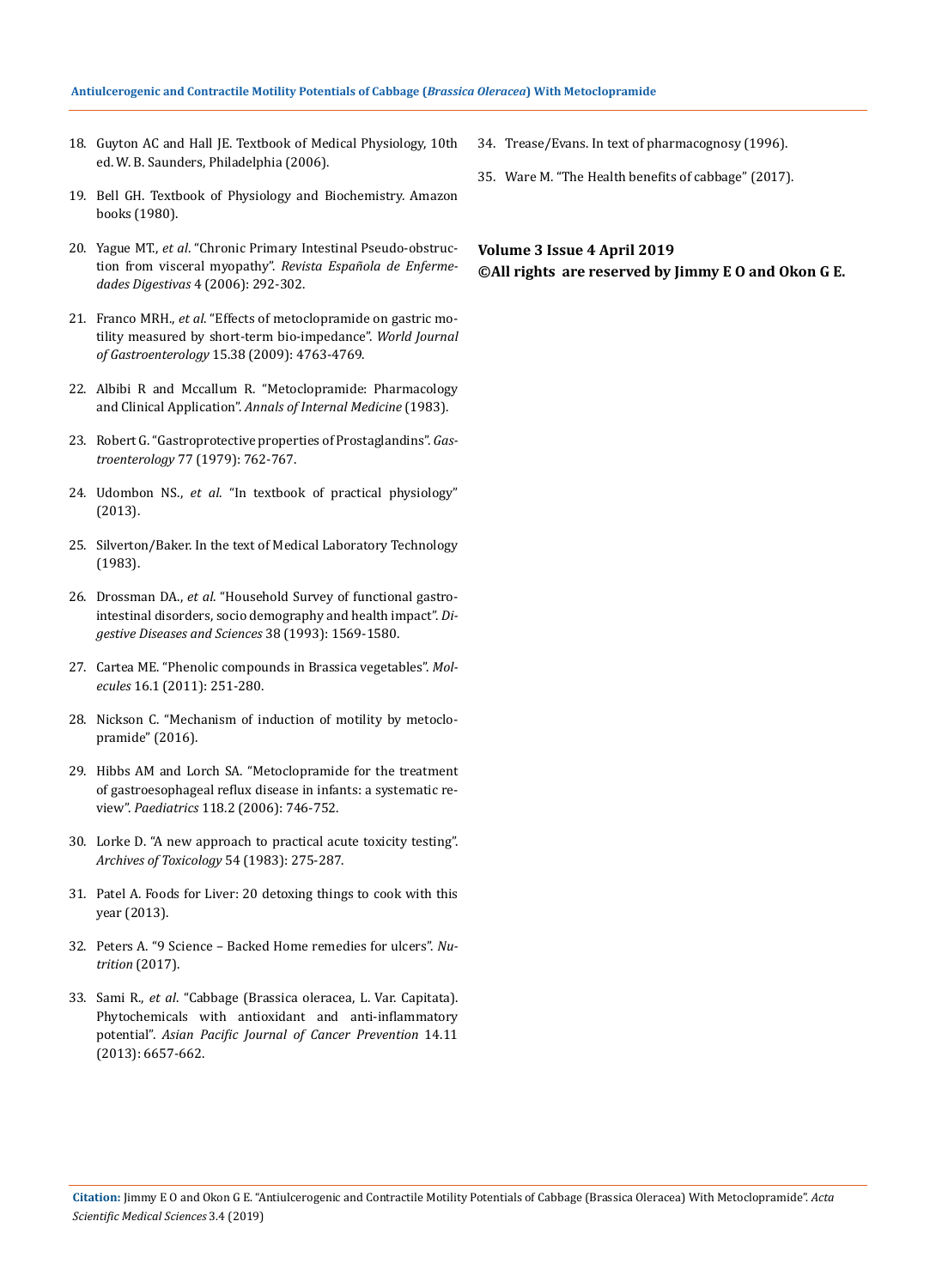18. Guyton AC and Hall JE. Textbook of Medical Physiology, 10th ed. W. B. Saunders, Philadelphia (2006).
19. Bell GH. Textbook of Physiology and Biochemistry. Amazon books (1980).
20. Yague MT., *et al*. "Chronic Primary Intestinal Pseudo-obstruction from visceral myopathy". *Revista Española de Enfermedades Digestivas* 4 (2006): 292-302.
21. Franco MRH., *et al*. "Effects of metoclopramide on gastric motility measured by short-term bio-impedance". *World Journal of Gastroenterology* 15.38 (2009): 4763-4769.
22. Albibi R and Mccallum R. "Metoclopramide: Pharmacology and Clinical Application". *Annals of Internal Medicine* (1983).
23. Robert G. "Gastroprotective properties of Prostaglandins". *Gastroenterology* 77 (1979): 762-767.
24. Udombon NS., *et al*. "In textbook of practical physiology" (2013).
25. Silverton/Baker. In the text of Medical Laboratory Technology (1983).
26. Drossman DA., *et al*. "Household Survey of functional gastrointestinal disorders, socio demography and health impact". *Digestive Diseases and Sciences* 38 (1993): 1569-1580.
27. Cartea ME. "Phenolic compounds in Brassica vegetables". *Molecules* 16.1 (2011): 251-280.
28. Nickson C. "Mechanism of induction of motility by metoclopramide" (2016).
29. Hibbs AM and Lorch SA. "Metoclopramide for the treatment of gastroesophageal reflux disease in infants: a systematic review". *Paediatrics* 118.2 (2006): 746-752.
30. Lorke D. "A new approach to practical acute toxicity testing". *Archives of Toxicology* 54 (1983): 275-287.
31. Patel A. Foods for Liver: 20 detoxing things to cook with this year (2013).
32. Peters A. "9 Science – Backed Home remedies for ulcers". *Nutrition* (2017).
33. Sami R., *et al*. "Cabbage (Brassica oleracea, L. Var. Capitata). Phytochemicals with antioxidant and anti-inflammatory potential". *Asian Pacific Journal of Cancer Prevention* 14.11 (2013): 6657-662.
34. Trease/Evans. In text of pharmacognosy (1996).
35. Ware M. "The Health benefits of cabbage" (2017).

**Volume 3 Issue 4 April 2019**
**©All rights are reserved by Jimmy E O and Okon G E.**